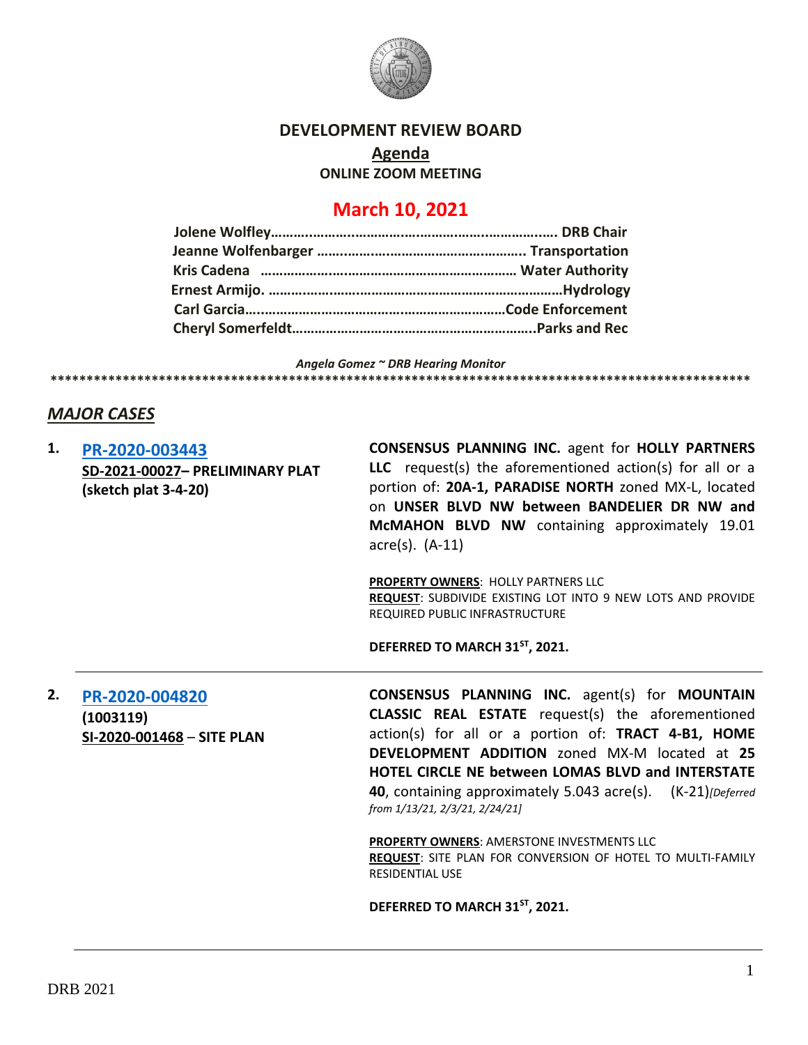# DEVELOPMENT REVIEW BOARD

## Agenda

**ONLINE ZOOM MEETING**

## March 10, 2021

**Jolene Wolfley……………………………………………………………… DRB Chair**
**Jeanne Wolfenbarger ……………………………………………… Transportation**
**Kris Cadena …………………………………………………………… Water Authority**
**Ernest Armijo. …………………………………………………………………Hydrology**
**Carl Garcia……………………………………………………………Code Enforcement**
**Cheryl Somerfeldt………………………………………………………..Parks and Rec**

***Angela Gomez ~ DRB Hearing Monitor***

**************************************************************************************************

## *MAJOR CASES*

**1. PR-2020-003443**
**SD-2021-00027– PRELIMINARY PLAT (sketch plat 3-4-20)**

**CONSENSUS PLANNING INC.** agent for **HOLLY PARTNERS LLC** request(s) the aforementioned action(s) for all or a portion of: **20A-1, PARADISE NORTH** zoned MX-L, located on **UNSER BLVD NW between BANDELIER DR NW and McMAHON BLVD NW** containing approximately 19.01 acre(s). (A-11)

**PROPERTY OWNERS**: HOLLY PARTNERS LLC
**REQUEST**: SUBDIVIDE EXISTING LOT INTO 9 NEW LOTS AND PROVIDE REQUIRED PUBLIC INFRASTRUCTURE

**DEFERRED TO MARCH 31ST, 2021.**

---

**2. PR-2020-004820**
**(1003119)**
**SI-2020-001468 – SITE PLAN**

**CONSENSUS PLANNING INC.** agent(s) for **MOUNTAIN CLASSIC REAL ESTATE** request(s) the aforementioned action(s) for all or a portion of: **TRACT 4-B1, HOME DEVELOPMENT ADDITION** zoned MX-M located at **25 HOTEL CIRCLE NE between LOMAS BLVD and INTERSTATE 40**, containing approximately 5.043 acre(s). (K-21)*[Deferred from 1/13/21, 2/3/21, 2/24/21]*

**PROPERTY OWNERS**: AMERSTONE INVESTMENTS LLC
**REQUEST**: SITE PLAN FOR CONVERSION OF HOTEL TO MULTI-FAMILY RESIDENTIAL USE

**DEFERRED TO MARCH 31ST, 2021.**

DRB 2021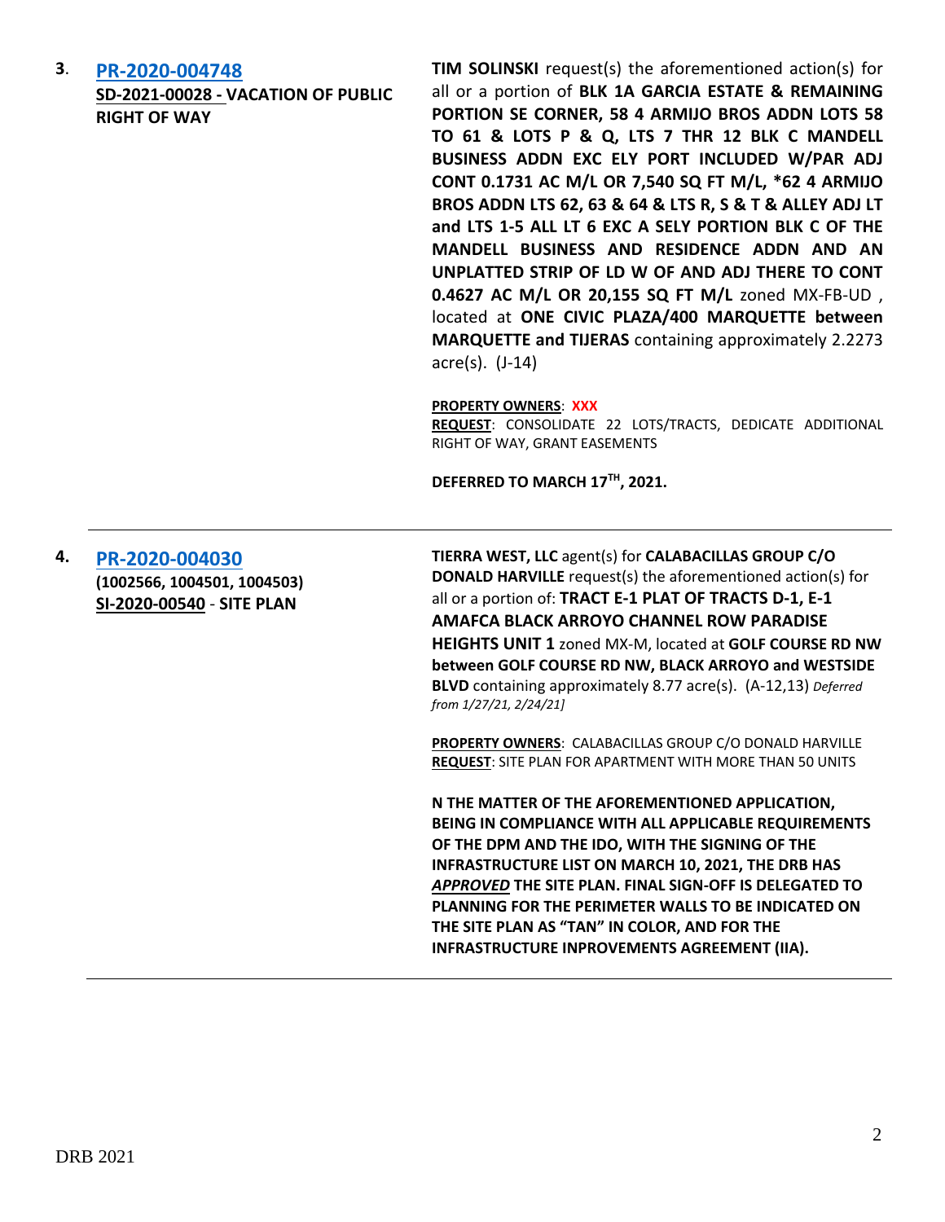3. **PR-2020-004748**
**SD-2021-00028 - VACATION OF PUBLIC RIGHT OF WAY**

**TIM SOLINSKI** request(s) the aforementioned action(s) for all or a portion of **BLK 1A GARCIA ESTATE & REMAINING PORTION SE CORNER, 58 4 ARMIJO BROS ADDN LOTS 58 TO 61 & LOTS P & Q, LTS 7 THR 12 BLK C MANDELL BUSINESS ADDN EXC ELY PORT INCLUDED W/PAR ADJ CONT 0.1731 AC M/L OR 7,540 SQ FT M/L, *62 4 ARMIJO BROS ADDN LTS 62, 63 & 64 & LTS R, S & T & ALLEY ADJ LT and LTS 1-5 ALL LT 6 EXC A SELY PORTION BLK C OF THE MANDELL BUSINESS AND RESIDENCE ADDN AND AN UNPLATTED STRIP OF LD W OF AND ADJ THERE TO CONT 0.4627 AC M/L OR 20,155 SQ FT M/L** zoned MX-FB-UD , located at **ONE CIVIC PLAZA/400 MARQUETTE between MARQUETTE and TIJERAS** containing approximately 2.2273 acre(s). (J-14)

**PROPERTY OWNERS**: **XXX**
**REQUEST**: CONSOLIDATE 22 LOTS/TRACTS, DEDICATE ADDITIONAL RIGHT OF WAY, GRANT EASEMENTS

**DEFERRED TO MARCH 17TH, 2021.**

---

4. **PR-2020-004030**
**(1002566, 1004501, 1004503)**
**SI-2020-00540 - SITE PLAN**

**TIERRA WEST, LLC** agent(s) for **CALABACILLAS GROUP C/O DONALD HARVILLE** request(s) the aforementioned action(s) for all or a portion of: **TRACT E-1 PLAT OF TRACTS D-1, E-1 AMAFCA BLACK ARROYO CHANNEL ROW PARADISE HEIGHTS UNIT 1** zoned MX-M, located at **GOLF COURSE RD NW between GOLF COURSE RD NW, BLACK ARROYO and WESTSIDE BLVD** containing approximately 8.77 acre(s). (A-12,13) *Deferred from 1/27/21, 2/24/21]*

**PROPERTY OWNERS**: CALABACILLAS GROUP C/O DONALD HARVILLE
**REQUEST**: SITE PLAN FOR APARTMENT WITH MORE THAN 50 UNITS

**N THE MATTER OF THE AFOREMENTIONED APPLICATION, BEING IN COMPLIANCE WITH ALL APPLICABLE REQUIREMENTS OF THE DPM AND THE IDO, WITH THE SIGNING OF THE INFRASTRUCTURE LIST ON MARCH 10, 2021, THE DRB HAS *APPROVED* THE SITE PLAN. FINAL SIGN-OFF IS DELEGATED TO PLANNING FOR THE PERIMETER WALLS TO BE INDICATED ON THE SITE PLAN AS "TAN" IN COLOR, AND FOR THE INFRASTRUCTURE INPROVEMENTS AGREEMENT (IIA).**

---

DRB 2021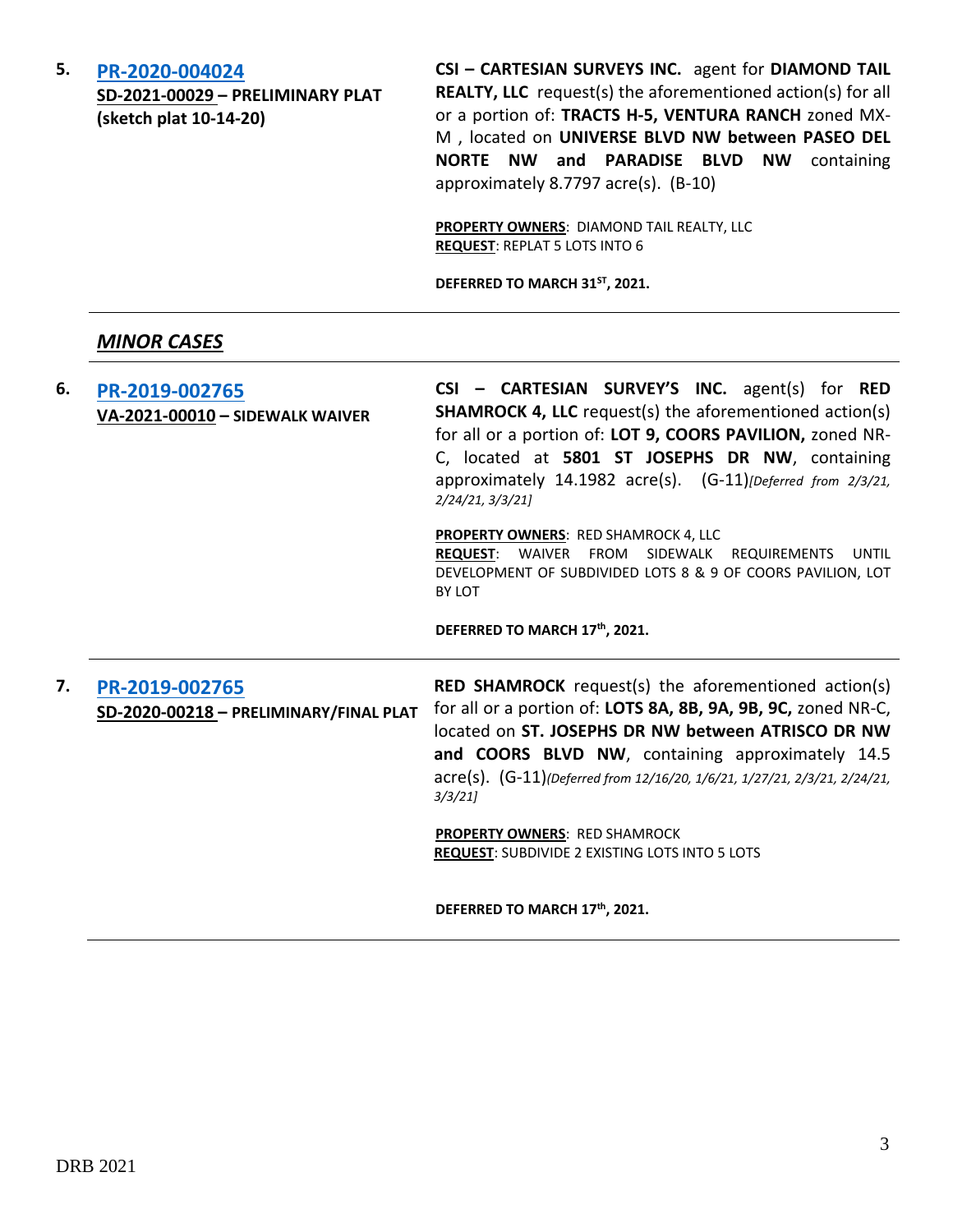5. **PR-2020-004024**
**SD-2021-00029 – PRELIMINARY PLAT (sketch plat 10-14-20)**

**CSI – CARTESIAN SURVEYS INC.** agent for **DIAMOND TAIL REALTY, LLC** request(s) the aforementioned action(s) for all or a portion of: **TRACTS H-5, VENTURA RANCH** zoned MX-M , located on **UNIVERSE BLVD NW between PASEO DEL NORTE NW and PARADISE BLVD NW** containing approximately 8.7797 acre(s). (B-10)

**PROPERTY OWNERS**: DIAMOND TAIL REALTY, LLC
**REQUEST**: REPLAT 5 LOTS INTO 6

**DEFERRED TO MARCH 31ST, 2021.**

---

## *MINOR CASES*

---

6. **PR-2019-002765**
**VA-2021-00010 – SIDEWALK WAIVER**

**CSI – CARTESIAN SURVEY'S INC.** agent(s) for **RED SHAMROCK 4, LLC** request(s) the aforementioned action(s) for all or a portion of: **LOT 9, COORS PAVILION,** zoned NR-C, located at **5801 ST JOSEPHS DR NW**, containing approximately 14.1982 acre(s). (G-11)*[Deferred from 2/3/21, 2/24/21, 3/3/21]*

**PROPERTY OWNERS**: RED SHAMROCK 4, LLC
**REQUEST**: WAIVER FROM SIDEWALK REQUIREMENTS UNTIL DEVELOPMENT OF SUBDIVIDED LOTS 8 & 9 OF COORS PAVILION, LOT BY LOT

**DEFERRED TO MARCH 17th, 2021.**

---

7. **PR-2019-002765**
**SD-2020-00218 – PRELIMINARY/FINAL PLAT**

**RED SHAMROCK** request(s) the aforementioned action(s) for all or a portion of: **LOTS 8A, 8B, 9A, 9B, 9C,** zoned NR-C, located on **ST. JOSEPHS DR NW between ATRISCO DR NW and COORS BLVD NW**, containing approximately 14.5 acre(s). (G-11)*(Deferred from 12/16/20, 1/6/21, 1/27/21, 2/3/21, 2/24/21, 3/3/21]*

**PROPERTY OWNERS**: RED SHAMROCK
**REQUEST**: SUBDIVIDE 2 EXISTING LOTS INTO 5 LOTS

**DEFERRED TO MARCH 17th, 2021.**

---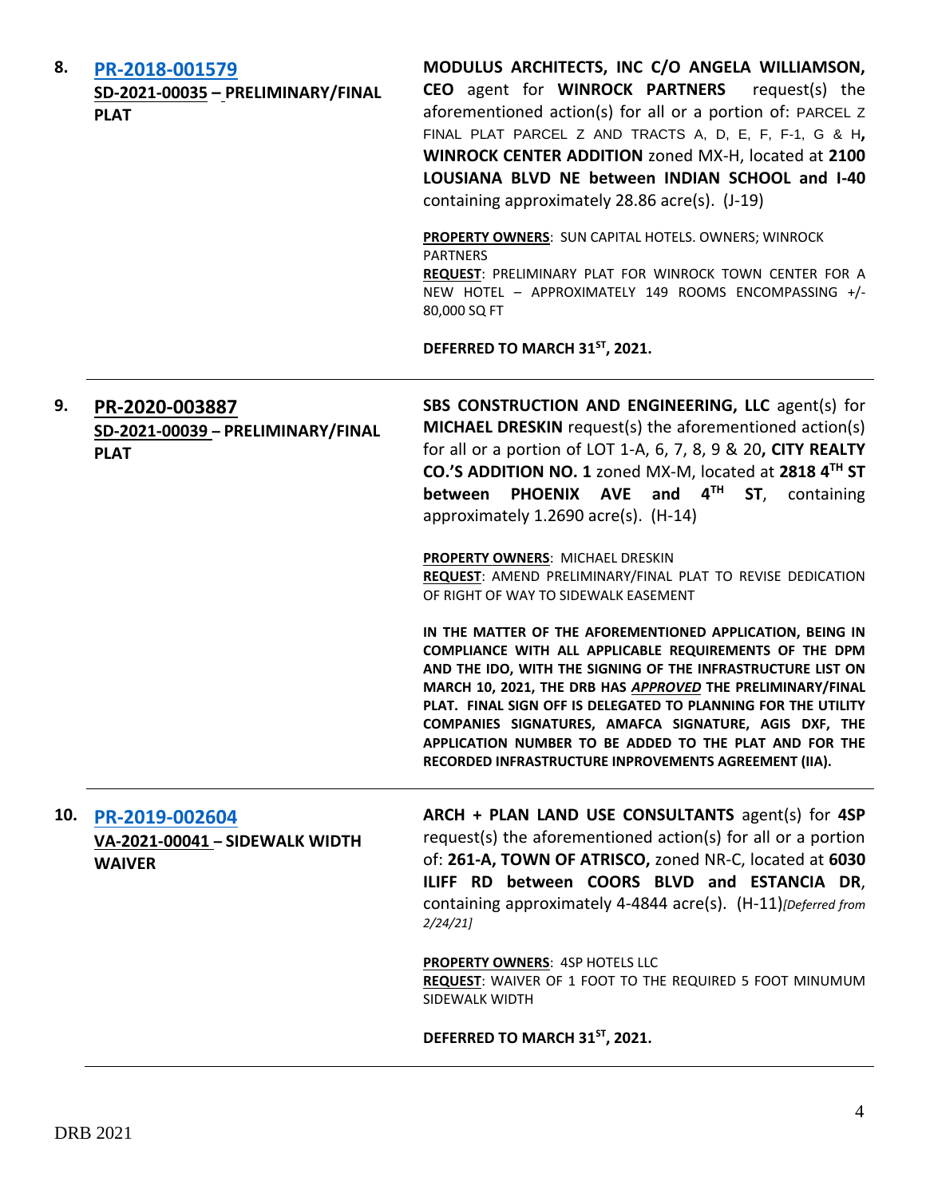**8. PR-2018-001579**
**SD-2021-00035 – PRELIMINARY/FINAL PLAT**

**MODULUS ARCHITECTS, INC C/O ANGELA WILLIAMSON, CEO** agent for **WINROCK PARTNERS** request(s) the aforementioned action(s) for all or a portion of: PARCEL Z FINAL PLAT PARCEL Z AND TRACTS A, D, E, F, F-1, G & H**, WINROCK CENTER ADDITION** zoned MX-H, located at **2100 LOUSIANA BLVD NE between INDIAN SCHOOL and I-40** containing approximately 28.86 acre(s). (J-19)

**PROPERTY OWNERS**: SUN CAPITAL HOTELS. OWNERS; WINROCK PARTNERS
**REQUEST**: PRELIMINARY PLAT FOR WINROCK TOWN CENTER FOR A NEW HOTEL – APPROXIMATELY 149 ROOMS ENCOMPASSING +/- 80,000 SQ FT

**DEFERRED TO MARCH 31ST, 2021.**

---

**9. PR-2020-003887**
**SD-2021-00039 – PRELIMINARY/FINAL PLAT**

**SBS CONSTRUCTION AND ENGINEERING, LLC** agent(s) for **MICHAEL DRESKIN** request(s) the aforementioned action(s) for all or a portion of LOT 1-A, 6, 7, 8, 9 & 20**, CITY REALTY CO.'S ADDITION NO. 1** zoned MX-M, located at **2818 4TH ST between PHOENIX AVE and 4TH ST**, containing approximately 1.2690 acre(s). (H-14)

**PROPERTY OWNERS**: MICHAEL DRESKIN
**REQUEST**: AMEND PRELIMINARY/FINAL PLAT TO REVISE DEDICATION OF RIGHT OF WAY TO SIDEWALK EASEMENT

**IN THE MATTER OF THE AFOREMENTIONED APPLICATION, BEING IN COMPLIANCE WITH ALL APPLICABLE REQUIREMENTS OF THE DPM AND THE IDO, WITH THE SIGNING OF THE INFRASTRUCTURE LIST ON MARCH 10, 2021, THE DRB HAS *APPROVED* THE PRELIMINARY/FINAL PLAT. FINAL SIGN OFF IS DELEGATED TO PLANNING FOR THE UTILITY COMPANIES SIGNATURES, AMAFCA SIGNATURE, AGIS DXF, THE APPLICATION NUMBER TO BE ADDED TO THE PLAT AND FOR THE RECORDED INFRASTRUCTURE INPROVEMENTS AGREEMENT (IIA).**

---

**10. PR-2019-002604**
**VA-2021-00041 – SIDEWALK WIDTH WAIVER**

**ARCH + PLAN LAND USE CONSULTANTS** agent(s) for **4SP** request(s) the aforementioned action(s) for all or a portion of: **261-A, TOWN OF ATRISCO,** zoned NR-C, located at **6030 ILIFF RD between COORS BLVD and ESTANCIA DR**, containing approximately 4-4844 acre(s). (H-11)*[Deferred from 2/24/21]*

**PROPERTY OWNERS**: 4SP HOTELS LLC
**REQUEST**: WAIVER OF 1 FOOT TO THE REQUIRED 5 FOOT MINUMUM SIDEWALK WIDTH

**DEFERRED TO MARCH 31ST, 2021.**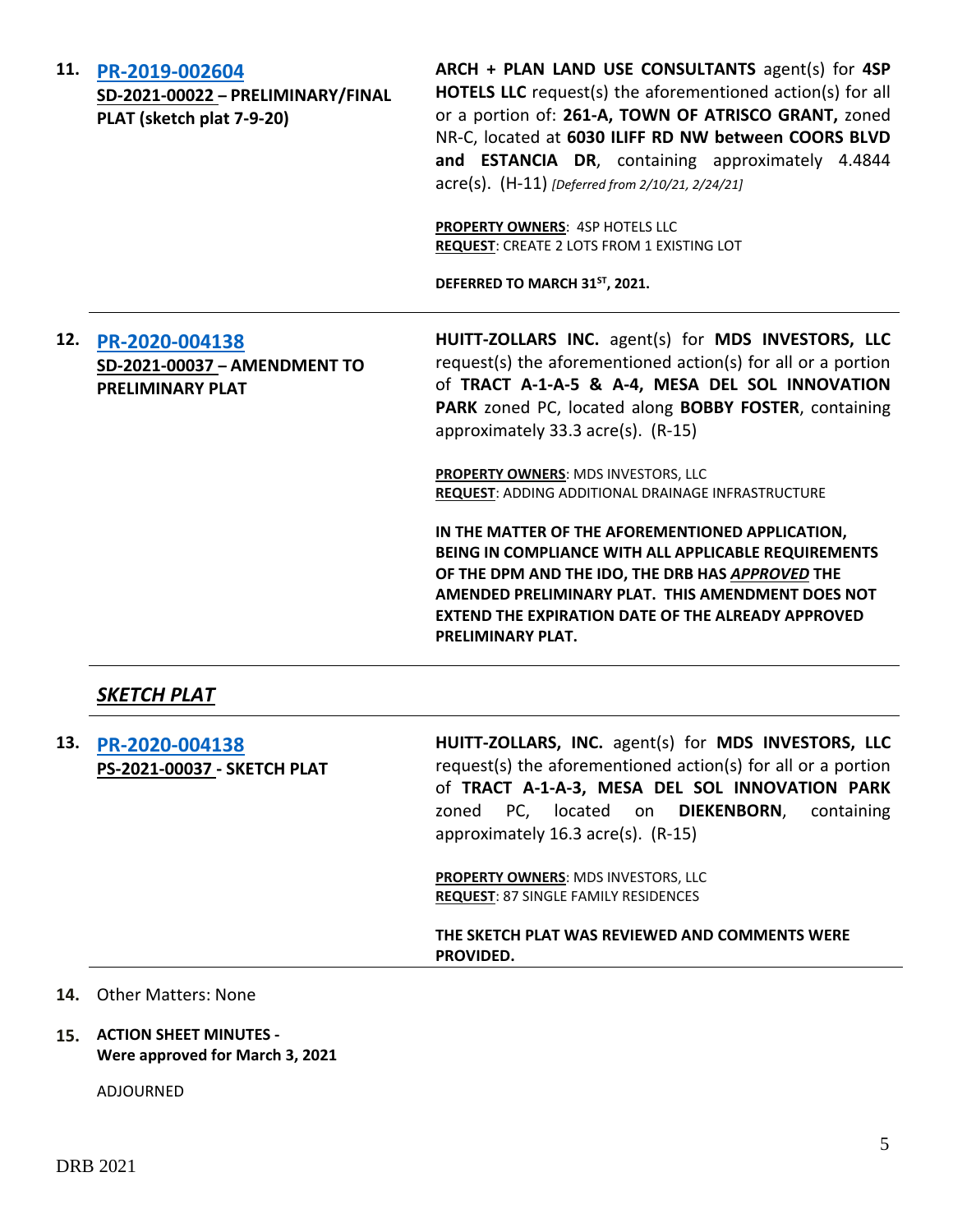**11. PR-2019-002604**
**SD-2021-00022 – PRELIMINARY/FINAL PLAT (sketch plat 7-9-20)**

**ARCH + PLAN LAND USE CONSULTANTS** agent(s) for **4SP HOTELS LLC** request(s) the aforementioned action(s) for all or a portion of: **261-A, TOWN OF ATRISCO GRANT,** zoned NR-C, located at **6030 ILIFF RD NW between COORS BLVD and ESTANCIA DR**, containing approximately 4.4844 acre(s). (H-11) *[Deferred from 2/10/21, 2/24/21]*

**PROPERTY OWNERS**: 4SP HOTELS LLC
**REQUEST**: CREATE 2 LOTS FROM 1 EXISTING LOT

**DEFERRED TO MARCH 31ST, 2021.**

---

**12. PR-2020-004138**
**SD-2021-00037 – AMENDMENT TO PRELIMINARY PLAT**

**HUITT-ZOLLARS INC.** agent(s) for **MDS INVESTORS, LLC** request(s) the aforementioned action(s) for all or a portion of **TRACT A-1-A-5 & A-4, MESA DEL SOL INNOVATION PARK** zoned PC, located along **BOBBY FOSTER**, containing approximately 33.3 acre(s). (R-15)

**PROPERTY OWNERS**: MDS INVESTORS, LLC
**REQUEST**: ADDING ADDITIONAL DRAINAGE INFRASTRUCTURE

**IN THE MATTER OF THE AFOREMENTIONED APPLICATION, BEING IN COMPLIANCE WITH ALL APPLICABLE REQUIREMENTS OF THE DPM AND THE IDO, THE DRB HAS *APPROVED* THE AMENDED PRELIMINARY PLAT. THIS AMENDMENT DOES NOT EXTEND THE EXPIRATION DATE OF THE ALREADY APPROVED PRELIMINARY PLAT.**

---

***SKETCH PLAT***

---

**13. PR-2020-004138**
**PS-2021-00037 - SKETCH PLAT**

**HUITT-ZOLLARS, INC.** agent(s) for **MDS INVESTORS, LLC** request(s) the aforementioned action(s) for all or a portion of **TRACT A-1-A-3, MESA DEL SOL INNOVATION PARK** zoned PC, located on **DIEKENBORN**, containing approximately 16.3 acre(s). (R-15)

**PROPERTY OWNERS**: MDS INVESTORS, LLC
**REQUEST**: 87 SINGLE FAMILY RESIDENCES

**THE SKETCH PLAT WAS REVIEWED AND COMMENTS WERE PROVIDED.**

---

**14.** Other Matters: None

**15. ACTION SHEET MINUTES -**
**Were approved for March 3, 2021**

ADJOURNED